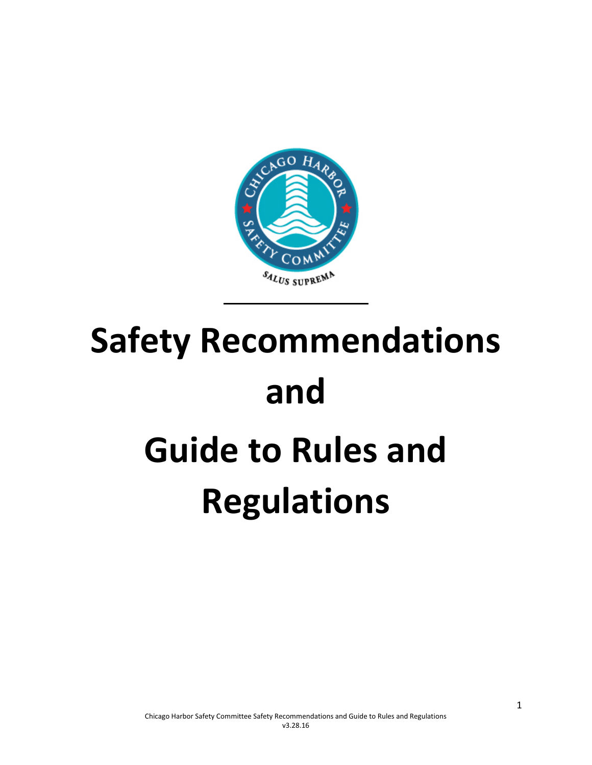# Safety Recommendations and Guide to Rules and Regulations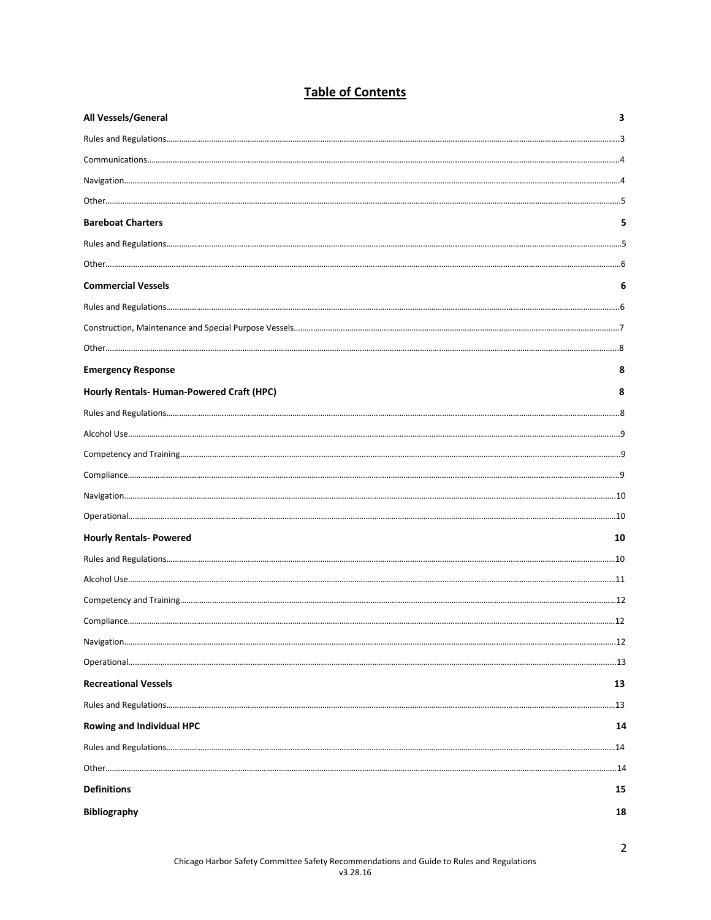# Table of Contents

**All Vessels/General** 3

Rules and Regulations……3

Communications……4

Navigation……4

Other……5

**Bareboat Charters** 5

Rules and Regulations……5

Other……6

**Commercial Vessels** 6

Rules and Regulations……6

Construction, Maintenance and Special Purpose Vessels……7

Other……8

**Emergency Response** 8

**Hourly Rentals- Human-Powered Craft (HPC)** 8

Rules and Regulations……8

Alcohol Use……9

Competency and Training……9

Compliance……9

Navigation……10

Operational……10

**Hourly Rentals- Powered** 10

Rules and Regulations……10

Alcohol Use……11

Competency and Training……12

Compliance……12

Navigation……12

Operational……13

**Recreational Vessels** 13

Rules and Regulations……13

**Rowing and Individual HPC** 14

Rules and Regulations……14

Other……14

**Definitions** 15

**Bibliography** 18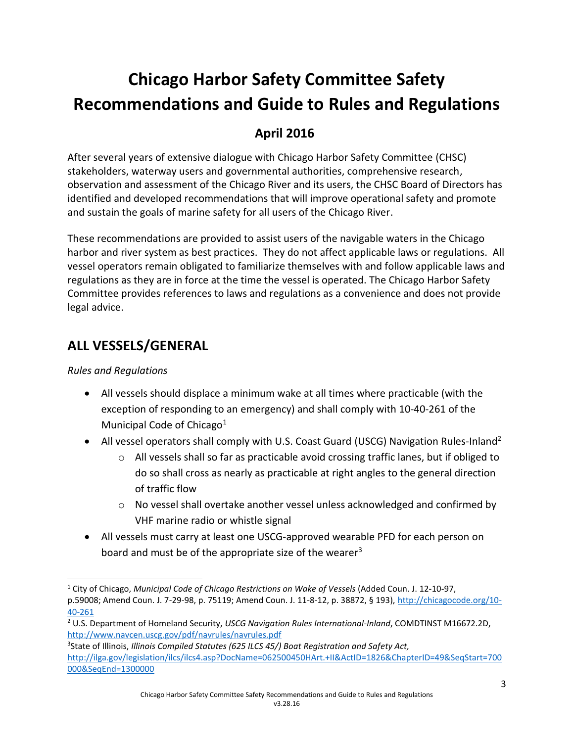# Chicago Harbor Safety Committee Safety Recommendations and Guide to Rules and Regulations

## April 2016

After several years of extensive dialogue with Chicago Harbor Safety Committee (CHSC) stakeholders, waterway users and governmental authorities, comprehensive research, observation and assessment of the Chicago River and its users, the CHSC Board of Directors has identified and developed recommendations that will improve operational safety and promote and sustain the goals of marine safety for all users of the Chicago River.

These recommendations are provided to assist users of the navigable waters in the Chicago harbor and river system as best practices. They do not affect applicable laws or regulations. All vessel operators remain obligated to familiarize themselves with and follow applicable laws and regulations as they are in force at the time the vessel is operated. The Chicago Harbor Safety Committee provides references to laws and regulations as a convenience and does not provide legal advice.

## ALL VESSELS/GENERAL

*Rules and Regulations*

- All vessels should displace a minimum wake at all times where practicable (with the exception of responding to an emergency) and shall comply with 10-40-261 of the Municipal Code of Chicago[1]
- All vessel operators shall comply with U.S. Coast Guard (USCG) Navigation Rules-Inland[2]
  - All vessels shall so far as practicable avoid crossing traffic lanes, but if obliged to do so shall cross as nearly as practicable at right angles to the general direction of traffic flow
  - No vessel shall overtake another vessel unless acknowledged and confirmed by VHF marine radio or whistle signal
- All vessels must carry at least one USCG-approved wearable PFD for each person on board and must be of the appropriate size of the wearer[3]

---

[1] City of Chicago, *Municipal Code of Chicago Restrictions on Wake of Vessels* (Added Coun. J. 12-10-97, p.59008; Amend Coun. J. 7-29-98, p. 75119; Amend Coun. J. 11-8-12, p. 38872, § 193), http://chicagocode.org/10-40-261

[2] U.S. Department of Homeland Security, *USCG Navigation Rules International-Inland*, COMDTINST M16672.2D, http://www.navcen.uscg.gov/pdf/navrules/navrules.pdf

[3] State of Illinois, *Illinois Compiled Statutes (625 ILCS 45/) Boat Registration and Safety Act,* http://ilga.gov/legislation/ilcs/ilcs4.asp?DocName=062500450HArt.+II&ActID=1826&ChapterID=49&SeqStart=700000&SeqEnd=1300000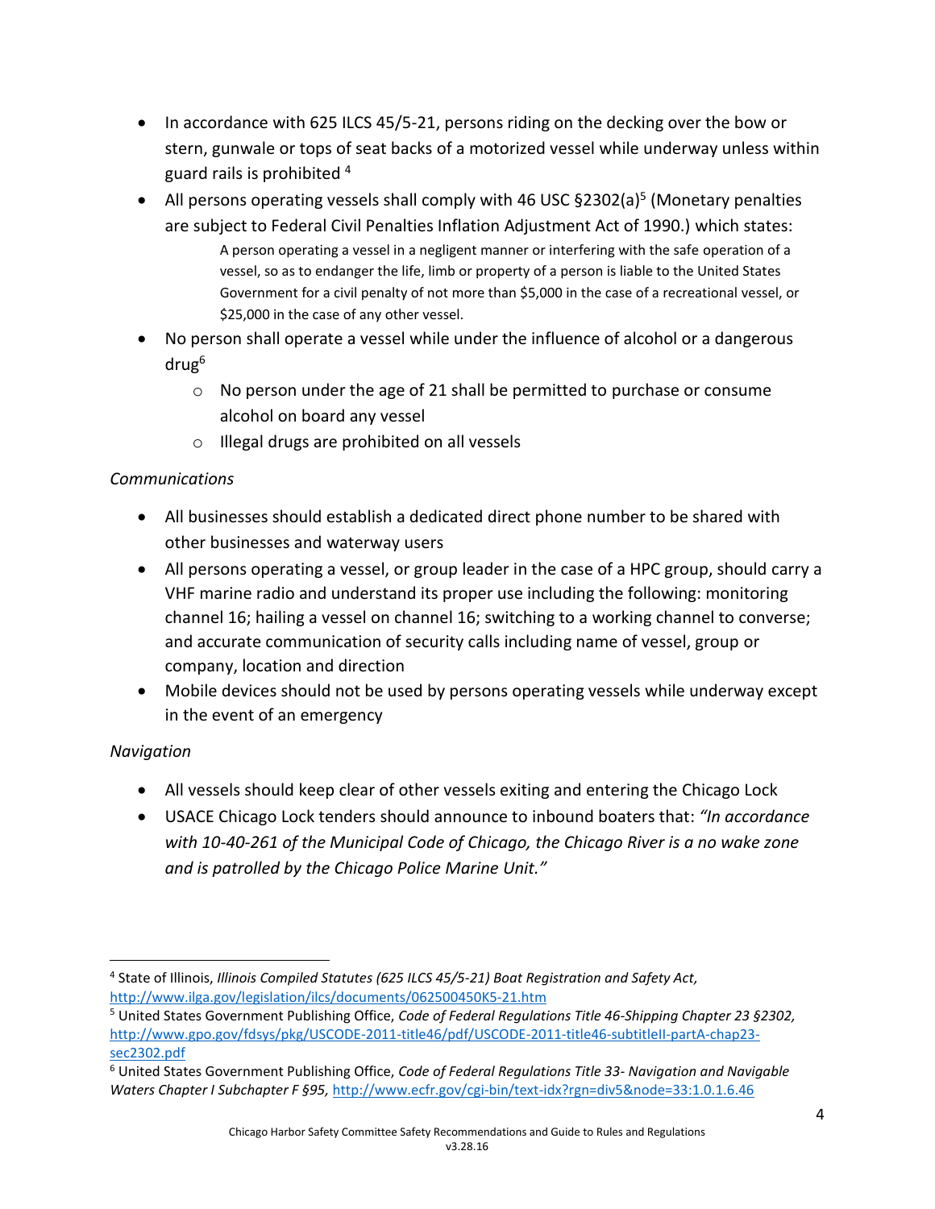- In accordance with 625 ILCS 45/5-21, persons riding on the decking over the bow or stern, gunwale or tops of seat backs of a motorized vessel while underway unless within guard rails is prohibited [4]
- All persons operating vessels shall comply with 46 USC §2302(a)[5] (Monetary penalties are subject to Federal Civil Penalties Inflation Adjustment Act of 1990.) which states:

  > A person operating a vessel in a negligent manner or interfering with the safe operation of a vessel, so as to endanger the life, limb or property of a person is liable to the United States Government for a civil penalty of not more than $5,000 in the case of a recreational vessel, or $25,000 in the case of any other vessel.

- No person shall operate a vessel while under the influence of alcohol or a dangerous drug[6]
  - No person under the age of 21 shall be permitted to purchase or consume alcohol on board any vessel
  - Illegal drugs are prohibited on all vessels

*Communications*

- All businesses should establish a dedicated direct phone number to be shared with other businesses and waterway users
- All persons operating a vessel, or group leader in the case of a HPC group, should carry a VHF marine radio and understand its proper use including the following: monitoring channel 16; hailing a vessel on channel 16; switching to a working channel to converse; and accurate communication of security calls including name of vessel, group or company, location and direction
- Mobile devices should not be used by persons operating vessels while underway except in the event of an emergency

*Navigation*

- All vessels should keep clear of other vessels exiting and entering the Chicago Lock
- USACE Chicago Lock tenders should announce to inbound boaters that: *"In accordance with 10-40-261 of the Municipal Code of Chicago, the Chicago River is a no wake zone and is patrolled by the Chicago Police Marine Unit."*

---

[4] State of Illinois, *Illinois Compiled Statutes (625 ILCS 45/5-21) Boat Registration and Safety Act,* http://www.ilga.gov/legislation/ilcs/documents/062500450K5-21.htm

[5] United States Government Publishing Office, *Code of Federal Regulations Title 46-Shipping Chapter 23 §2302,* http://www.gpo.gov/fdsys/pkg/USCODE-2011-title46/pdf/USCODE-2011-title46-subtitleII-partA-chap23-sec2302.pdf

[6] United States Government Publishing Office, *Code of Federal Regulations Title 33- Navigation and Navigable Waters Chapter I Subchapter F §95,* http://www.ecfr.gov/cgi-bin/text-idx?rgn=div5&node=33:1.0.1.6.46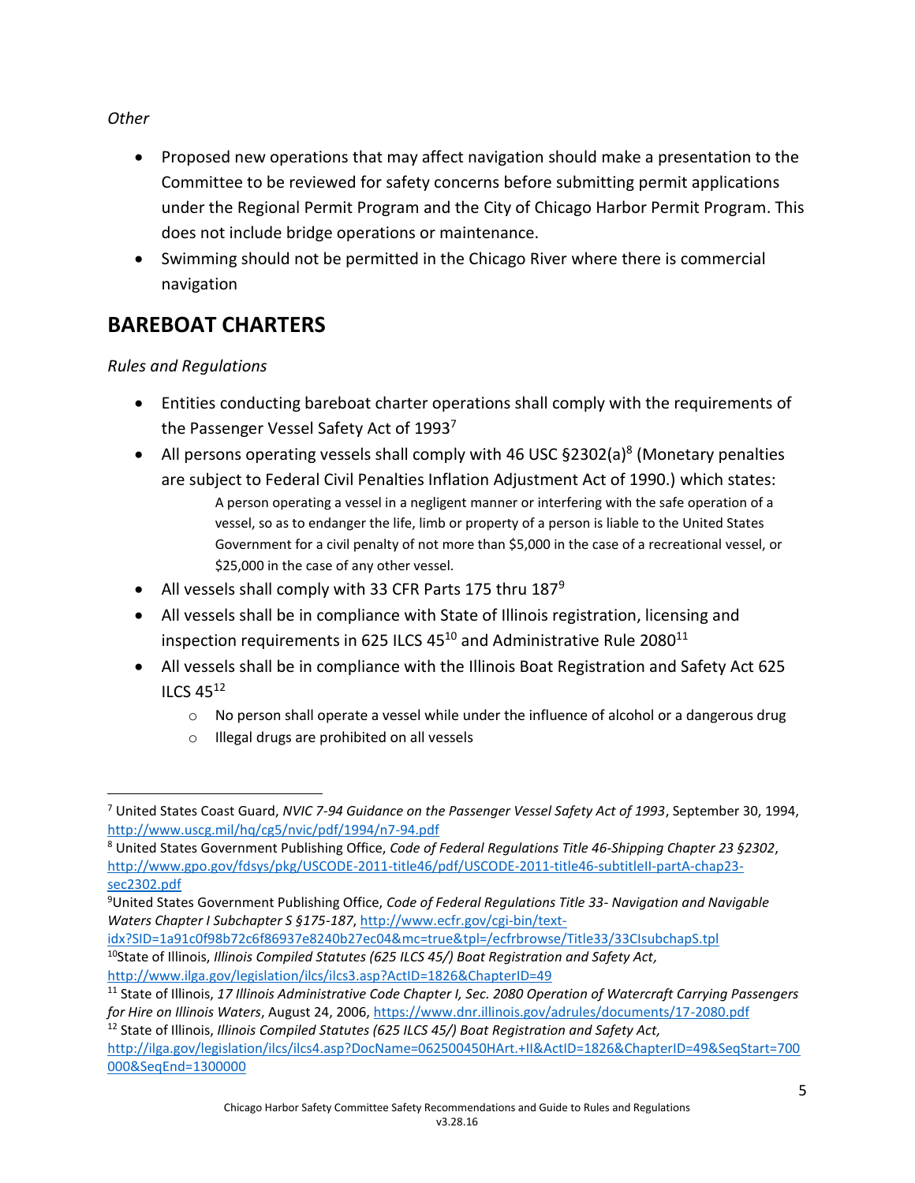*Other*

- Proposed new operations that may affect navigation should make a presentation to the Committee to be reviewed for safety concerns before submitting permit applications under the Regional Permit Program and the City of Chicago Harbor Permit Program. This does not include bridge operations or maintenance.
- Swimming should not be permitted in the Chicago River where there is commercial navigation

## BAREBOAT CHARTERS

*Rules and Regulations*

- Entities conducting bareboat charter operations shall comply with the requirements of the Passenger Vessel Safety Act of 1993[7]
- All persons operating vessels shall comply with 46 USC §2302(a)[8] (Monetary penalties are subject to Federal Civil Penalties Inflation Adjustment Act of 1990.) which states:

  > A person operating a vessel in a negligent manner or interfering with the safe operation of a vessel, so as to endanger the life, limb or property of a person is liable to the United States Government for a civil penalty of not more than $5,000 in the case of a recreational vessel, or $25,000 in the case of any other vessel.

- All vessels shall comply with 33 CFR Parts 175 thru 187[9]
- All vessels shall be in compliance with State of Illinois registration, licensing and inspection requirements in 625 ILCS 45[10] and Administrative Rule 2080[11]
- All vessels shall be in compliance with the Illinois Boat Registration and Safety Act 625 ILCS 45[12]
  - No person shall operate a vessel while under the influence of alcohol or a dangerous drug
  - Illegal drugs are prohibited on all vessels

---

[7] United States Coast Guard, *NVIC 7-94 Guidance on the Passenger Vessel Safety Act of 1993*, September 30, 1994, http://www.uscg.mil/hq/cg5/nvic/pdf/1994/n7-94.pdf

[8] United States Government Publishing Office, *Code of Federal Regulations Title 46-Shipping Chapter 23 §2302*, http://www.gpo.gov/fdsys/pkg/USCODE-2011-title46/pdf/USCODE-2011-title46-subtitleII-partA-chap23-sec2302.pdf

[9] United States Government Publishing Office, *Code of Federal Regulations Title 33- Navigation and Navigable Waters Chapter I Subchapter S §175-187*, http://www.ecfr.gov/cgi-bin/text-idx?SID=1a91c0f98b72c6f86937e8240b27ec04&mc=true&tpl=/ecfrbrowse/Title33/33CIsubchapS.tpl

[10] State of Illinois, *Illinois Compiled Statutes (625 ILCS 45/) Boat Registration and Safety Act,* http://www.ilga.gov/legislation/ilcs/ilcs3.asp?ActID=1826&ChapterID=49

[11] State of Illinois, *17 Illinois Administrative Code Chapter I, Sec. 2080 Operation of Watercraft Carrying Passengers for Hire on Illinois Waters*, August 24, 2006, https://www.dnr.illinois.gov/adrules/documents/17-2080.pdf

[12] State of Illinois, *Illinois Compiled Statutes (625 ILCS 45/) Boat Registration and Safety Act,* http://ilga.gov/legislation/ilcs/ilcs4.asp?DocName=062500450HArt.+II&ActID=1826&ChapterID=49&SeqStart=700000&SeqEnd=1300000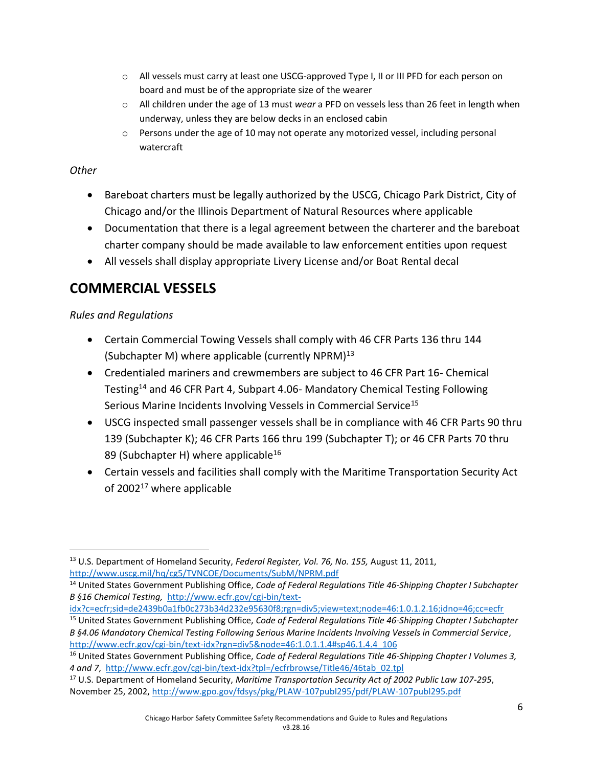- All vessels must carry at least one USCG-approved Type I, II or III PFD for each person on board and must be of the appropriate size of the wearer
  - All children under the age of 13 must *wear* a PFD on vessels less than 26 feet in length when underway, unless they are below decks in an enclosed cabin
  - Persons under the age of 10 may not operate any motorized vessel, including personal watercraft

*Other*

- Bareboat charters must be legally authorized by the USCG, Chicago Park District, City of Chicago and/or the Illinois Department of Natural Resources where applicable
- Documentation that there is a legal agreement between the charterer and the bareboat charter company should be made available to law enforcement entities upon request
- All vessels shall display appropriate Livery License and/or Boat Rental decal

## COMMERCIAL VESSELS

*Rules and Regulations*

- Certain Commercial Towing Vessels shall comply with 46 CFR Parts 136 thru 144 (Subchapter M) where applicable (currently NPRM)[13]
- Credentialed mariners and crewmembers are subject to 46 CFR Part 16- Chemical Testing[14] and 46 CFR Part 4, Subpart 4.06- Mandatory Chemical Testing Following Serious Marine Incidents Involving Vessels in Commercial Service[15]
- USCG inspected small passenger vessels shall be in compliance with 46 CFR Parts 90 thru 139 (Subchapter K); 46 CFR Parts 166 thru 199 (Subchapter T); or 46 CFR Parts 70 thru 89 (Subchapter H) where applicable[16]
- Certain vessels and facilities shall comply with the Maritime Transportation Security Act of 2002[17] where applicable

---

[13] U.S. Department of Homeland Security, *Federal Register, Vol. 76, No. 155,* August 11, 2011, http://www.uscg.mil/hq/cg5/TVNCOE/Documents/SubM/NPRM.pdf

[14] United States Government Publishing Office, *Code of Federal Regulations Title 46-Shipping Chapter I Subchapter B §16 Chemical Testing,* http://www.ecfr.gov/cgi-bin/text-idx?c=ecfr;sid=de2439b0a1fb0c273b34d232e95630f8;rgn=div5;view=text;node=46:1.0.1.2.16;idno=46;cc=ecfr

[15] United States Government Publishing Office, *Code of Federal Regulations Title 46-Shipping Chapter I Subchapter B §4.06 Mandatory Chemical Testing Following Serious Marine Incidents Involving Vessels in Commercial Service*, http://www.ecfr.gov/cgi-bin/text-idx?rgn=div5&node=46:1.0.1.1.4#sp46.1.4.4_106

[16] United States Government Publishing Office, *Code of Federal Regulations Title 46-Shipping Chapter I Volumes 3, 4 and 7*, http://www.ecfr.gov/cgi-bin/text-idx?tpl=/ecfrbrowse/Title46/46tab_02.tpl

[17] U.S. Department of Homeland Security, *Maritime Transportation Security Act of 2002 Public Law 107-295*, November 25, 2002, http://www.gpo.gov/fdsys/pkg/PLAW-107publ295/pdf/PLAW-107publ295.pdf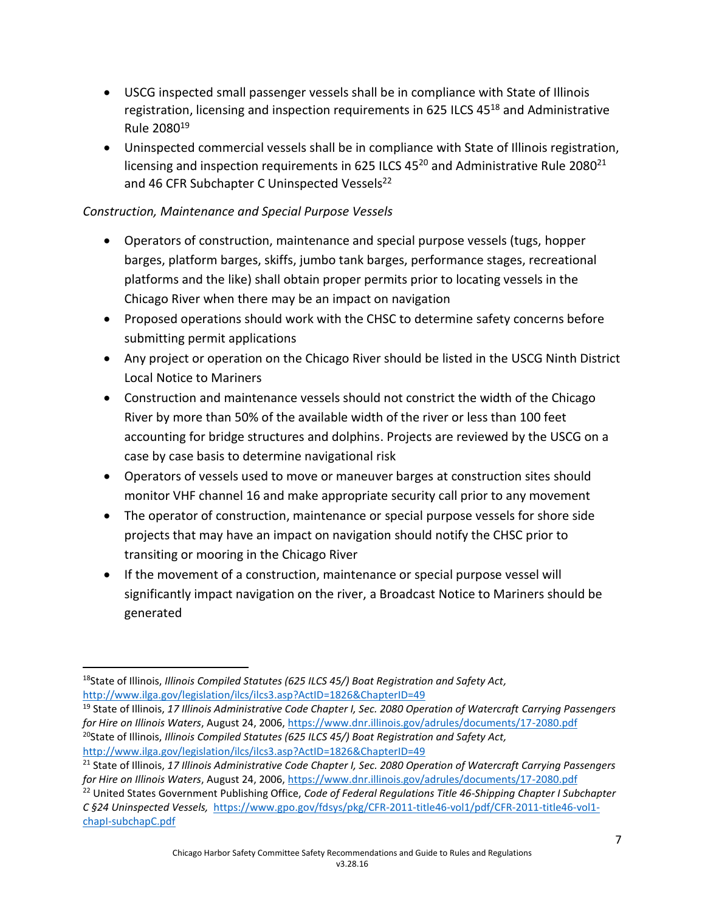- USCG inspected small passenger vessels shall be in compliance with State of Illinois registration, licensing and inspection requirements in 625 ILCS 45[18] and Administrative Rule 2080[19]
- Uninspected commercial vessels shall be in compliance with State of Illinois registration, licensing and inspection requirements in 625 ILCS 45[20] and Administrative Rule 2080[21] and 46 CFR Subchapter C Uninspected Vessels[22]

*Construction, Maintenance and Special Purpose Vessels*

- Operators of construction, maintenance and special purpose vessels (tugs, hopper barges, platform barges, skiffs, jumbo tank barges, performance stages, recreational platforms and the like) shall obtain proper permits prior to locating vessels in the Chicago River when there may be an impact on navigation
- Proposed operations should work with the CHSC to determine safety concerns before submitting permit applications
- Any project or operation on the Chicago River should be listed in the USCG Ninth District Local Notice to Mariners
- Construction and maintenance vessels should not constrict the width of the Chicago River by more than 50% of the available width of the river or less than 100 feet accounting for bridge structures and dolphins. Projects are reviewed by the USCG on a case by case basis to determine navigational risk
- Operators of vessels used to move or maneuver barges at construction sites should monitor VHF channel 16 and make appropriate security call prior to any movement
- The operator of construction, maintenance or special purpose vessels for shore side projects that may have an impact on navigation should notify the CHSC prior to transiting or mooring in the Chicago River
- If the movement of a construction, maintenance or special purpose vessel will significantly impact navigation on the river, a Broadcast Notice to Mariners should be generated

---

[18] State of Illinois, *Illinois Compiled Statutes (625 ILCS 45/) Boat Registration and Safety Act,* http://www.ilga.gov/legislation/ilcs/ilcs3.asp?ActID=1826&ChapterID=49

[19] State of Illinois, *17 Illinois Administrative Code Chapter I, Sec. 2080 Operation of Watercraft Carrying Passengers for Hire on Illinois Waters*, August 24, 2006, https://www.dnr.illinois.gov/adrules/documents/17-2080.pdf

[20] State of Illinois, *Illinois Compiled Statutes (625 ILCS 45/) Boat Registration and Safety Act,* http://www.ilga.gov/legislation/ilcs/ilcs3.asp?ActID=1826&ChapterID=49

[21] State of Illinois, *17 Illinois Administrative Code Chapter I, Sec. 2080 Operation of Watercraft Carrying Passengers for Hire on Illinois Waters*, August 24, 2006, https://www.dnr.illinois.gov/adrules/documents/17-2080.pdf

[22] United States Government Publishing Office, *Code of Federal Regulations Title 46-Shipping Chapter I Subchapter C §24 Uninspected Vessels,* https://www.gpo.gov/fdsys/pkg/CFR-2011-title46-vol1/pdf/CFR-2011-title46-vol1-chapI-subchapC.pdf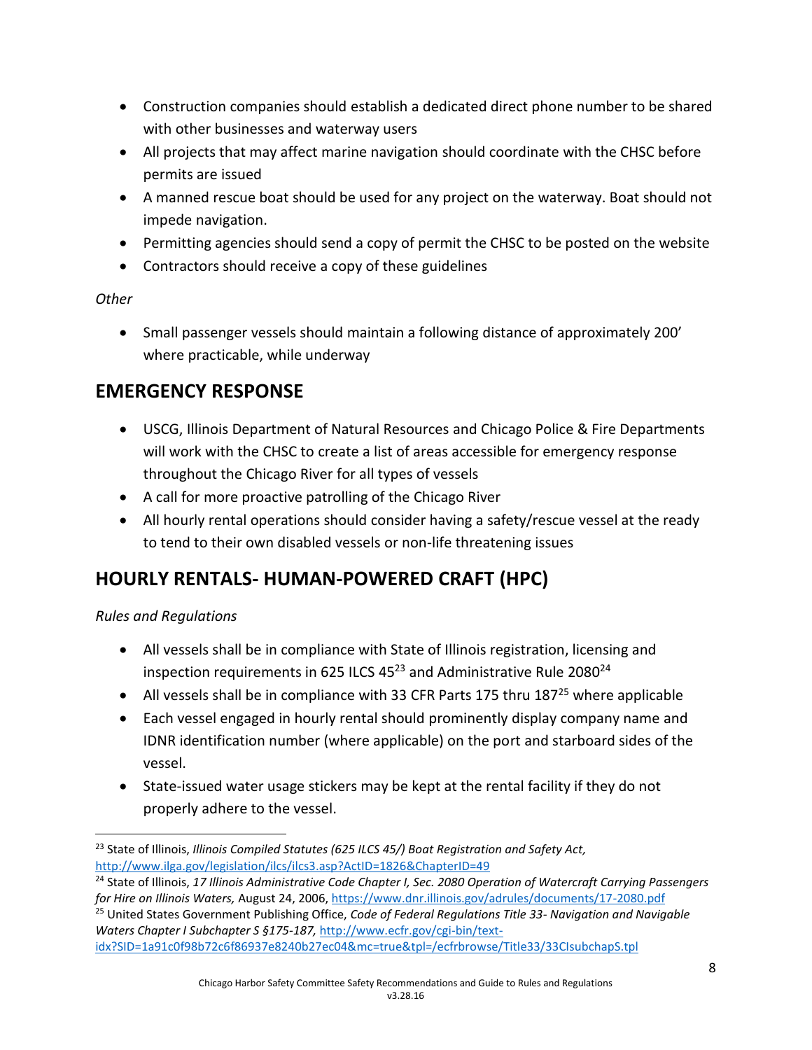- Construction companies should establish a dedicated direct phone number to be shared with other businesses and waterway users
- All projects that may affect marine navigation should coordinate with the CHSC before permits are issued
- A manned rescue boat should be used for any project on the waterway. Boat should not impede navigation.
- Permitting agencies should send a copy of permit the CHSC to be posted on the website
- Contractors should receive a copy of these guidelines

*Other*

- Small passenger vessels should maintain a following distance of approximately 200' where practicable, while underway

## EMERGENCY RESPONSE

- USCG, Illinois Department of Natural Resources and Chicago Police & Fire Departments will work with the CHSC to create a list of areas accessible for emergency response throughout the Chicago River for all types of vessels
- A call for more proactive patrolling of the Chicago River
- All hourly rental operations should consider having a safety/rescue vessel at the ready to tend to their own disabled vessels or non-life threatening issues

## HOURLY RENTALS- HUMAN-POWERED CRAFT (HPC)

*Rules and Regulations*

- All vessels shall be in compliance with State of Illinois registration, licensing and inspection requirements in 625 ILCS 45[23] and Administrative Rule 2080[24]
- All vessels shall be in compliance with 33 CFR Parts 175 thru 187[25] where applicable
- Each vessel engaged in hourly rental should prominently display company name and IDNR identification number (where applicable) on the port and starboard sides of the vessel.
- State-issued water usage stickers may be kept at the rental facility if they do not properly adhere to the vessel.

---

[23] State of Illinois, *Illinois Compiled Statutes (625 ILCS 45/) Boat Registration and Safety Act,* http://www.ilga.gov/legislation/ilcs/ilcs3.asp?ActID=1826&ChapterID=49

[24] State of Illinois, *17 Illinois Administrative Code Chapter I, Sec. 2080 Operation of Watercraft Carrying Passengers for Hire on Illinois Waters,* August 24, 2006, https://www.dnr.illinois.gov/adrules/documents/17-2080.pdf

[25] United States Government Publishing Office, *Code of Federal Regulations Title 33- Navigation and Navigable Waters Chapter I Subchapter S §175-187,* http://www.ecfr.gov/cgi-bin/text-idx?SID=1a91c0f98b72c6f86937e8240b27ec04&mc=true&tpl=/ecfrbrowse/Title33/33CIsubchapS.tpl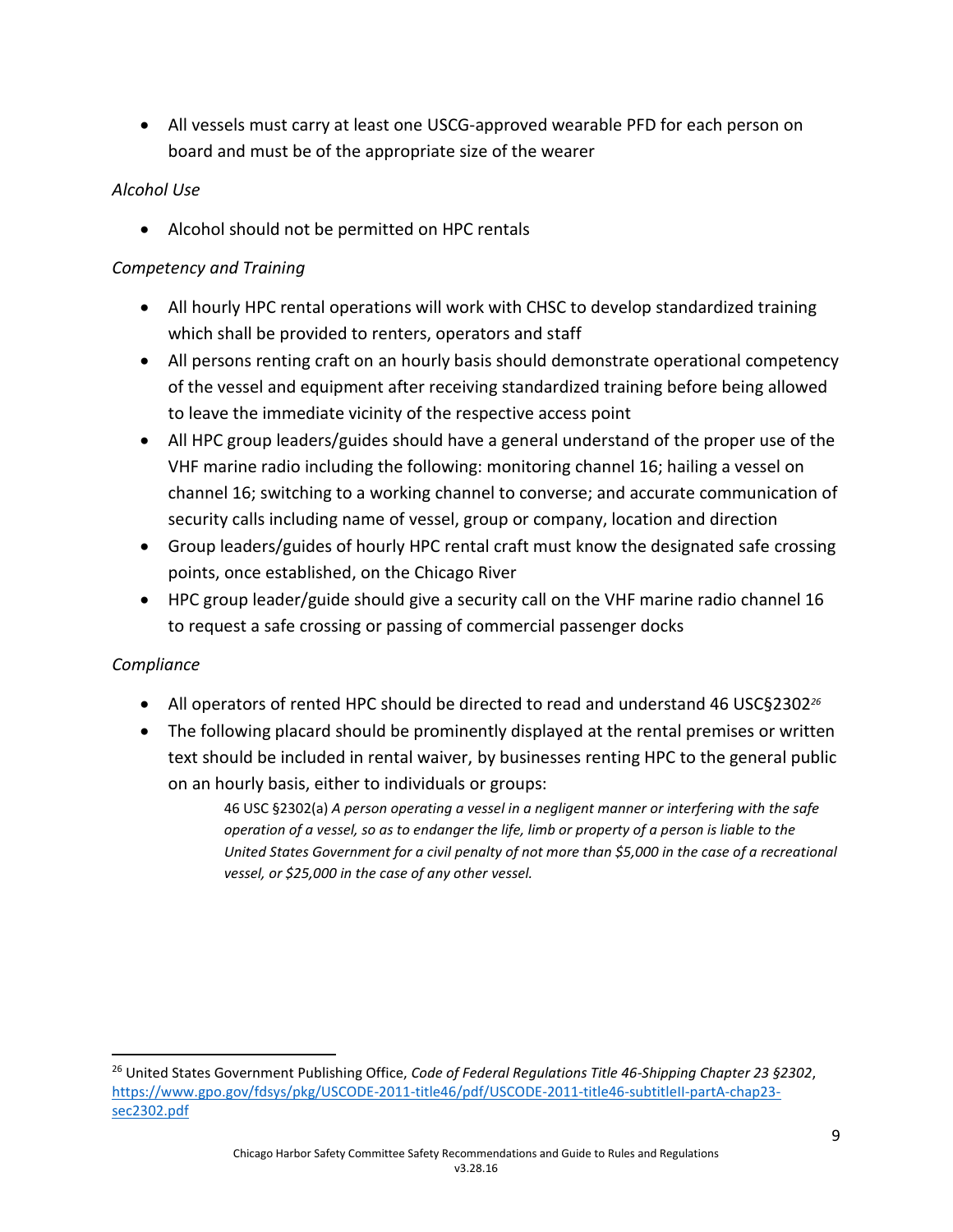- All vessels must carry at least one USCG-approved wearable PFD for each person on board and must be of the appropriate size of the wearer

*Alcohol Use*

- Alcohol should not be permitted on HPC rentals

*Competency and Training*

- All hourly HPC rental operations will work with CHSC to develop standardized training which shall be provided to renters, operators and staff
- All persons renting craft on an hourly basis should demonstrate operational competency of the vessel and equipment after receiving standardized training before being allowed to leave the immediate vicinity of the respective access point
- All HPC group leaders/guides should have a general understand of the proper use of the VHF marine radio including the following: monitoring channel 16; hailing a vessel on channel 16; switching to a working channel to converse; and accurate communication of security calls including name of vessel, group or company, location and direction
- Group leaders/guides of hourly HPC rental craft must know the designated safe crossing points, once established, on the Chicago River
- HPC group leader/guide should give a security call on the VHF marine radio channel 16 to request a safe crossing or passing of commercial passenger docks

*Compliance*

- All operators of rented HPC should be directed to read and understand 46 USC§2302[26]
- The following placard should be prominently displayed at the rental premises or written text should be included in rental waiver, by businesses renting HPC to the general public on an hourly basis, either to individuals or groups:

  > 46 USC §2302(a) *A person operating a vessel in a negligent manner or interfering with the safe operation of a vessel, so as to endanger the life, limb or property of a person is liable to the United States Government for a civil penalty of not more than $5,000 in the case of a recreational vessel, or $25,000 in the case of any other vessel.*

---

[26] United States Government Publishing Office, *Code of Federal Regulations Title 46-Shipping Chapter 23 §2302*, https://www.gpo.gov/fdsys/pkg/USCODE-2011-title46/pdf/USCODE-2011-title46-subtitleII-partA-chap23-sec2302.pdf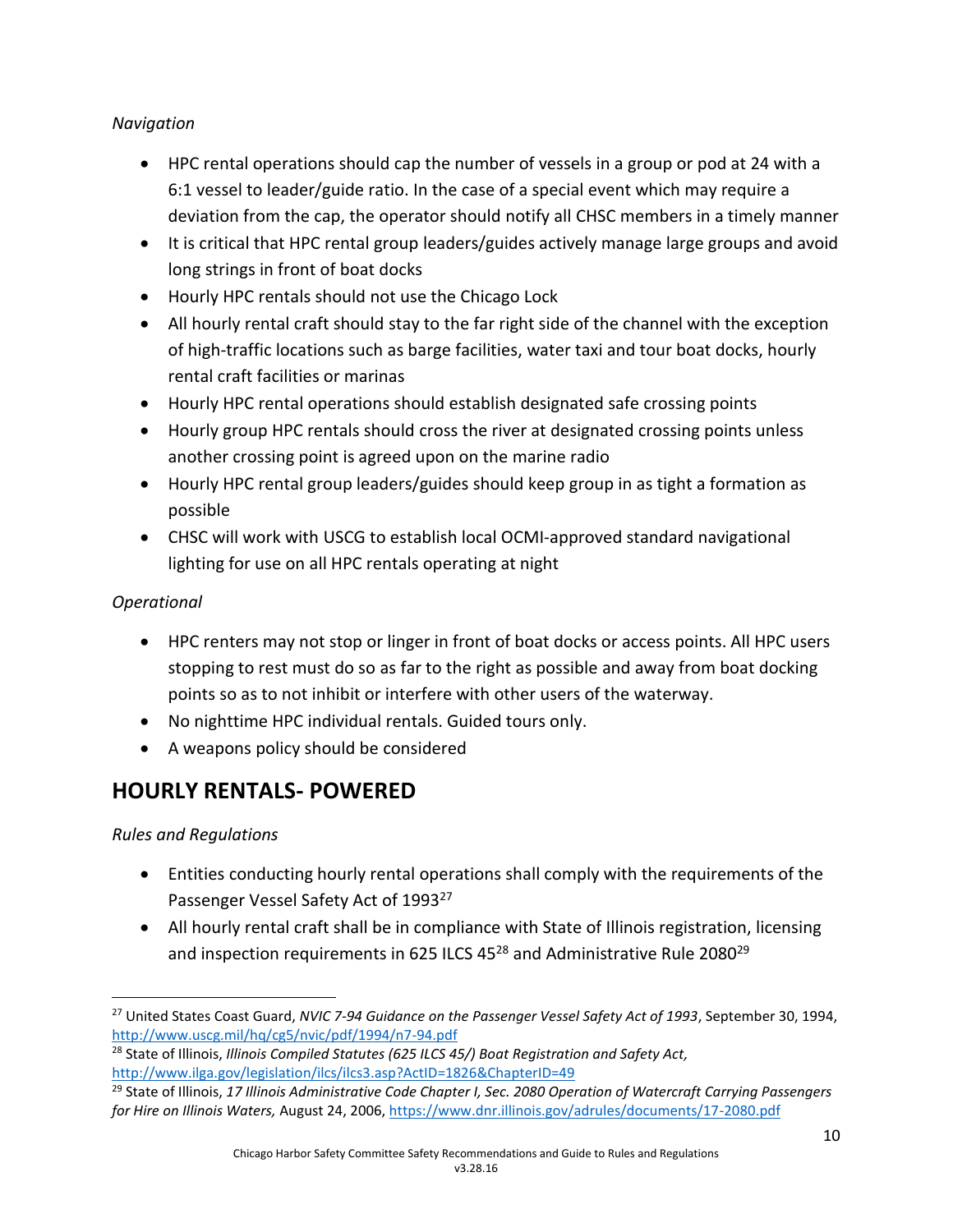*Navigation*

- HPC rental operations should cap the number of vessels in a group or pod at 24 with a 6:1 vessel to leader/guide ratio. In the case of a special event which may require a deviation from the cap, the operator should notify all CHSC members in a timely manner
- It is critical that HPC rental group leaders/guides actively manage large groups and avoid long strings in front of boat docks
- Hourly HPC rentals should not use the Chicago Lock
- All hourly rental craft should stay to the far right side of the channel with the exception of high-traffic locations such as barge facilities, water taxi and tour boat docks, hourly rental craft facilities or marinas
- Hourly HPC rental operations should establish designated safe crossing points
- Hourly group HPC rentals should cross the river at designated crossing points unless another crossing point is agreed upon on the marine radio
- Hourly HPC rental group leaders/guides should keep group in as tight a formation as possible
- CHSC will work with USCG to establish local OCMI-approved standard navigational lighting for use on all HPC rentals operating at night

*Operational*

- HPC renters may not stop or linger in front of boat docks or access points. All HPC users stopping to rest must do so as far to the right as possible and away from boat docking points so as to not inhibit or interfere with other users of the waterway.
- No nighttime HPC individual rentals. Guided tours only.
- A weapons policy should be considered

## HOURLY RENTALS- POWERED

*Rules and Regulations*

- Entities conducting hourly rental operations shall comply with the requirements of the Passenger Vessel Safety Act of 1993[27]
- All hourly rental craft shall be in compliance with State of Illinois registration, licensing and inspection requirements in 625 ILCS 45[28] and Administrative Rule 2080[29]

---

[27] United States Coast Guard, *NVIC 7-94 Guidance on the Passenger Vessel Safety Act of 1993*, September 30, 1994, http://www.uscg.mil/hq/cg5/nvic/pdf/1994/n7-94.pdf

[28] State of Illinois, *Illinois Compiled Statutes (625 ILCS 45/) Boat Registration and Safety Act,* http://www.ilga.gov/legislation/ilcs/ilcs3.asp?ActID=1826&ChapterID=49

[29] State of Illinois, *17 Illinois Administrative Code Chapter I, Sec. 2080 Operation of Watercraft Carrying Passengers for Hire on Illinois Waters,* August 24, 2006, https://www.dnr.illinois.gov/adrules/documents/17-2080.pdf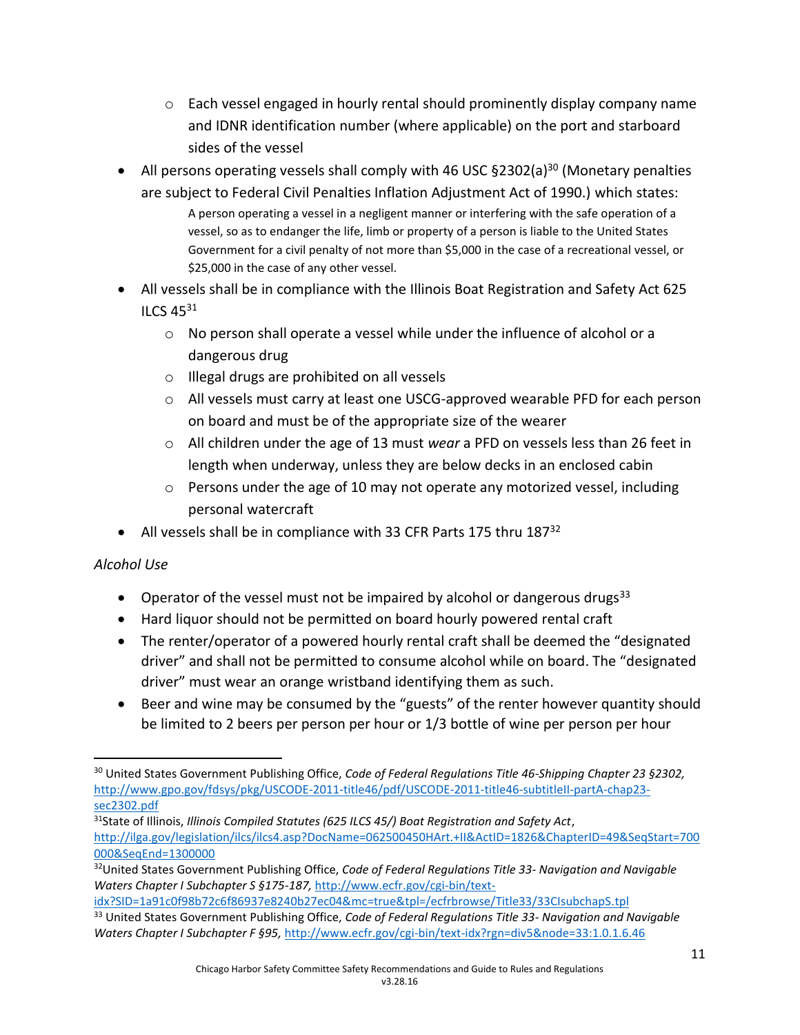- Each vessel engaged in hourly rental should prominently display company name and IDNR identification number (where applicable) on the port and starboard sides of the vessel
- All persons operating vessels shall comply with 46 USC §2302(a)[30] (Monetary penalties are subject to Federal Civil Penalties Inflation Adjustment Act of 1990.) which states:

  > A person operating a vessel in a negligent manner or interfering with the safe operation of a vessel, so as to endanger the life, limb or property of a person is liable to the United States Government for a civil penalty of not more than $5,000 in the case of a recreational vessel, or $25,000 in the case of any other vessel.

- All vessels shall be in compliance with the Illinois Boat Registration and Safety Act 625 ILCS 45[31]
    - No person shall operate a vessel while under the influence of alcohol or a dangerous drug
    - Illegal drugs are prohibited on all vessels
    - All vessels must carry at least one USCG-approved wearable PFD for each person on board and must be of the appropriate size of the wearer
    - All children under the age of 13 must *wear* a PFD on vessels less than 26 feet in length when underway, unless they are below decks in an enclosed cabin
    - Persons under the age of 10 may not operate any motorized vessel, including personal watercraft
- All vessels shall be in compliance with 33 CFR Parts 175 thru 187[32]

*Alcohol Use*

- Operator of the vessel must not be impaired by alcohol or dangerous drugs[33]
- Hard liquor should not be permitted on board hourly powered rental craft
- The renter/operator of a powered hourly rental craft shall be deemed the "designated driver" and shall not be permitted to consume alcohol while on board. The "designated driver" must wear an orange wristband identifying them as such.
- Beer and wine may be consumed by the "guests" of the renter however quantity should be limited to 2 beers per person per hour or 1/3 bottle of wine per person per hour

---

[30] United States Government Publishing Office, *Code of Federal Regulations Title 46-Shipping Chapter 23 §2302,* http://www.gpo.gov/fdsys/pkg/USCODE-2011-title46/pdf/USCODE-2011-title46-subtitleII-partA-chap23-sec2302.pdf

[31] State of Illinois, *Illinois Compiled Statutes (625 ILCS 45/) Boat Registration and Safety Act*, http://ilga.gov/legislation/ilcs/ilcs4.asp?DocName=062500450HArt.+II&ActID=1826&ChapterID=49&SeqStart=700000&SeqEnd=1300000

[32] United States Government Publishing Office, *Code of Federal Regulations Title 33- Navigation and Navigable Waters Chapter I Subchapter S §175-187,* http://www.ecfr.gov/cgi-bin/text-idx?SID=1a91c0f98b72c6f86937e8240b27ec04&mc=true&tpl=/ecfrbrowse/Title33/33CIsubchapS.tpl

[33] United States Government Publishing Office, *Code of Federal Regulations Title 33- Navigation and Navigable Waters Chapter I Subchapter F §95,* http://www.ecfr.gov/cgi-bin/text-idx?rgn=div5&node=33:1.0.1.6.46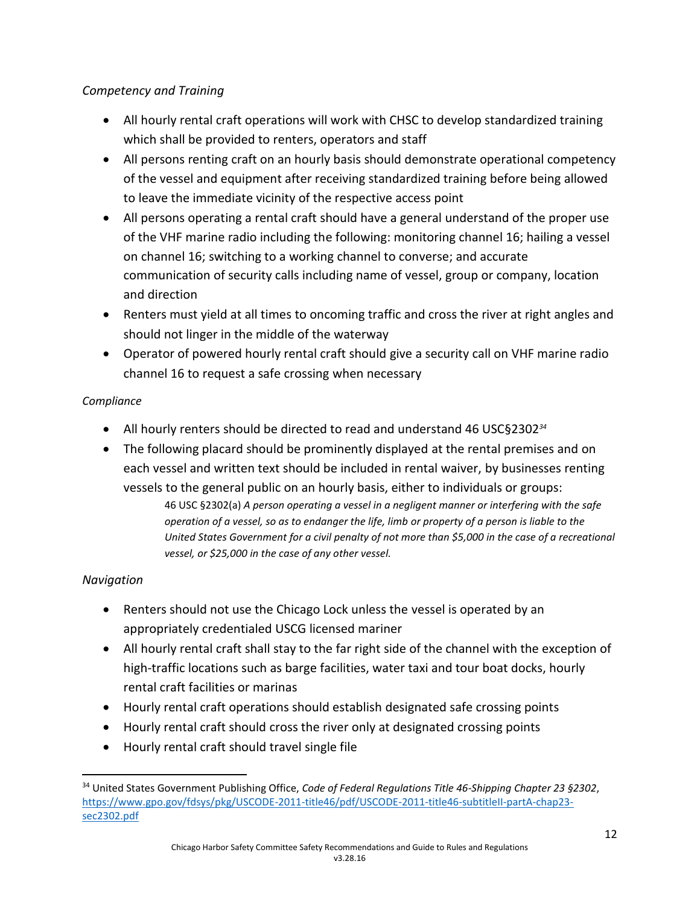*Competency and Training*

- All hourly rental craft operations will work with CHSC to develop standardized training which shall be provided to renters, operators and staff
- All persons renting craft on an hourly basis should demonstrate operational competency of the vessel and equipment after receiving standardized training before being allowed to leave the immediate vicinity of the respective access point
- All persons operating a rental craft should have a general understand of the proper use of the VHF marine radio including the following: monitoring channel 16; hailing a vessel on channel 16; switching to a working channel to converse; and accurate communication of security calls including name of vessel, group or company, location and direction
- Renters must yield at all times to oncoming traffic and cross the river at right angles and should not linger in the middle of the waterway
- Operator of powered hourly rental craft should give a security call on VHF marine radio channel 16 to request a safe crossing when necessary

*Compliance*

- All hourly renters should be directed to read and understand 46 USC§2302[34]
- The following placard should be prominently displayed at the rental premises and on each vessel and written text should be included in rental waiver, by businesses renting vessels to the general public on an hourly basis, either to individuals or groups:

  > 46 USC §2302(a) *A person operating a vessel in a negligent manner or interfering with the safe operation of a vessel, so as to endanger the life, limb or property of a person is liable to the United States Government for a civil penalty of not more than $5,000 in the case of a recreational vessel, or $25,000 in the case of any other vessel.*

*Navigation*

- Renters should not use the Chicago Lock unless the vessel is operated by an appropriately credentialed USCG licensed mariner
- All hourly rental craft shall stay to the far right side of the channel with the exception of high-traffic locations such as barge facilities, water taxi and tour boat docks, hourly rental craft facilities or marinas
- Hourly rental craft operations should establish designated safe crossing points
- Hourly rental craft should cross the river only at designated crossing points
- Hourly rental craft should travel single file

---

[34] United States Government Publishing Office, *Code of Federal Regulations Title 46-Shipping Chapter 23 §2302*, https://www.gpo.gov/fdsys/pkg/USCODE-2011-title46/pdf/USCODE-2011-title46-subtitleII-partA-chap23-sec2302.pdf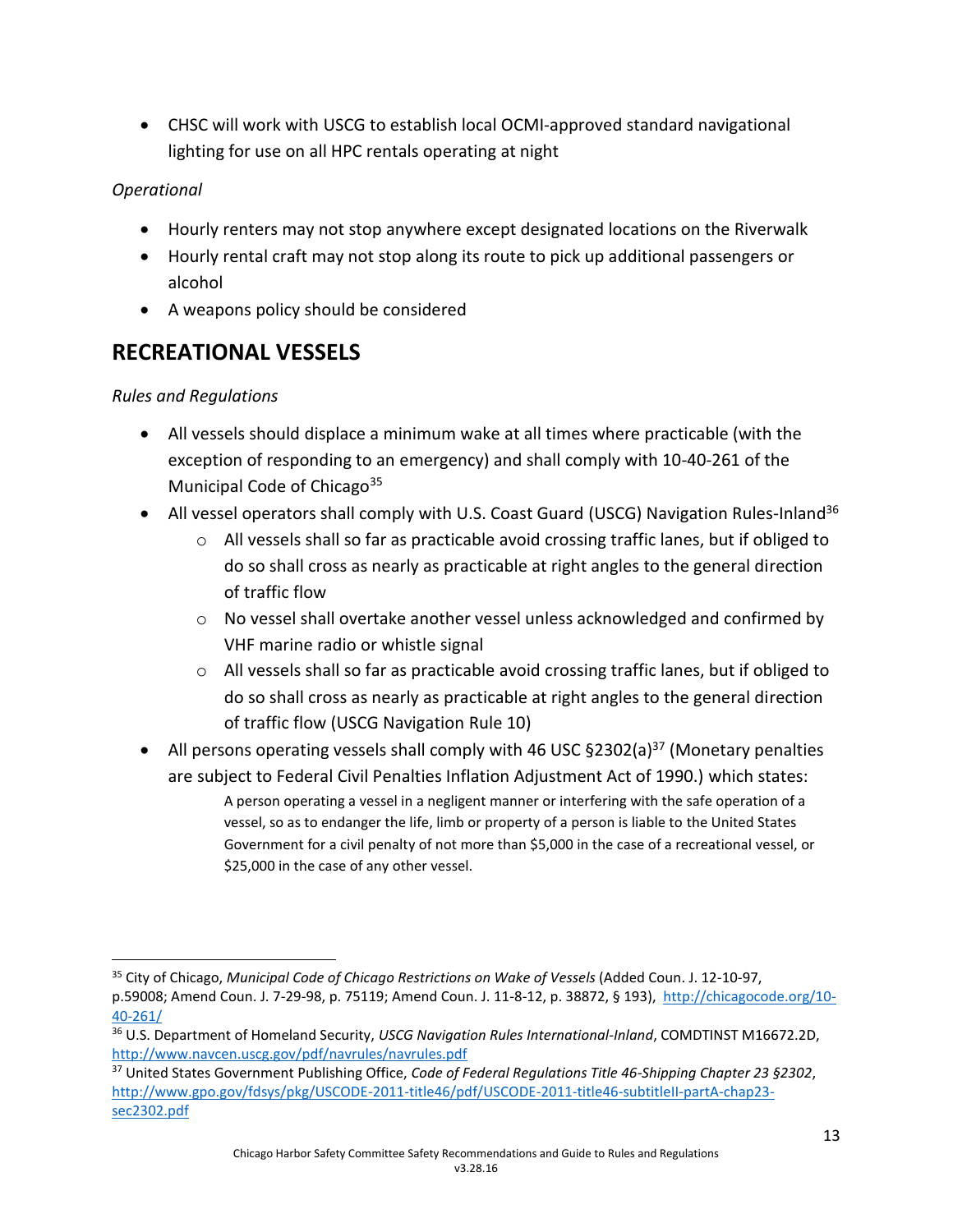- CHSC will work with USCG to establish local OCMI-approved standard navigational lighting for use on all HPC rentals operating at night

*Operational*

- Hourly renters may not stop anywhere except designated locations on the Riverwalk
- Hourly rental craft may not stop along its route to pick up additional passengers or alcohol
- A weapons policy should be considered

## RECREATIONAL VESSELS

*Rules and Regulations*

- All vessels should displace a minimum wake at all times where practicable (with the exception of responding to an emergency) and shall comply with 10-40-261 of the Municipal Code of Chicago[35]
- All vessel operators shall comply with U.S. Coast Guard (USCG) Navigation Rules-Inland[36]
  - All vessels shall so far as practicable avoid crossing traffic lanes, but if obliged to do so shall cross as nearly as practicable at right angles to the general direction of traffic flow
  - No vessel shall overtake another vessel unless acknowledged and confirmed by VHF marine radio or whistle signal
  - All vessels shall so far as practicable avoid crossing traffic lanes, but if obliged to do so shall cross as nearly as practicable at right angles to the general direction of traffic flow (USCG Navigation Rule 10)
- All persons operating vessels shall comply with 46 USC §2302(a)[37] (Monetary penalties are subject to Federal Civil Penalties Inflation Adjustment Act of 1990.) which states:

  > A person operating a vessel in a negligent manner or interfering with the safe operation of a vessel, so as to endanger the life, limb or property of a person is liable to the United States Government for a civil penalty of not more than $5,000 in the case of a recreational vessel, or $25,000 in the case of any other vessel.

---

[35] City of Chicago, *Municipal Code of Chicago Restrictions on Wake of Vessels* (Added Coun. J. 12-10-97, p.59008; Amend Coun. J. 7-29-98, p. 75119; Amend Coun. J. 11-8-12, p. 38872, § 193), http://chicagocode.org/10-40-261/

[36] U.S. Department of Homeland Security, *USCG Navigation Rules International-Inland*, COMDTINST M16672.2D, http://www.navcen.uscg.gov/pdf/navrules/navrules.pdf

[37] United States Government Publishing Office, *Code of Federal Regulations Title 46-Shipping Chapter 23 §2302*, http://www.gpo.gov/fdsys/pkg/USCODE-2011-title46/pdf/USCODE-2011-title46-subtitleII-partA-chap23-sec2302.pdf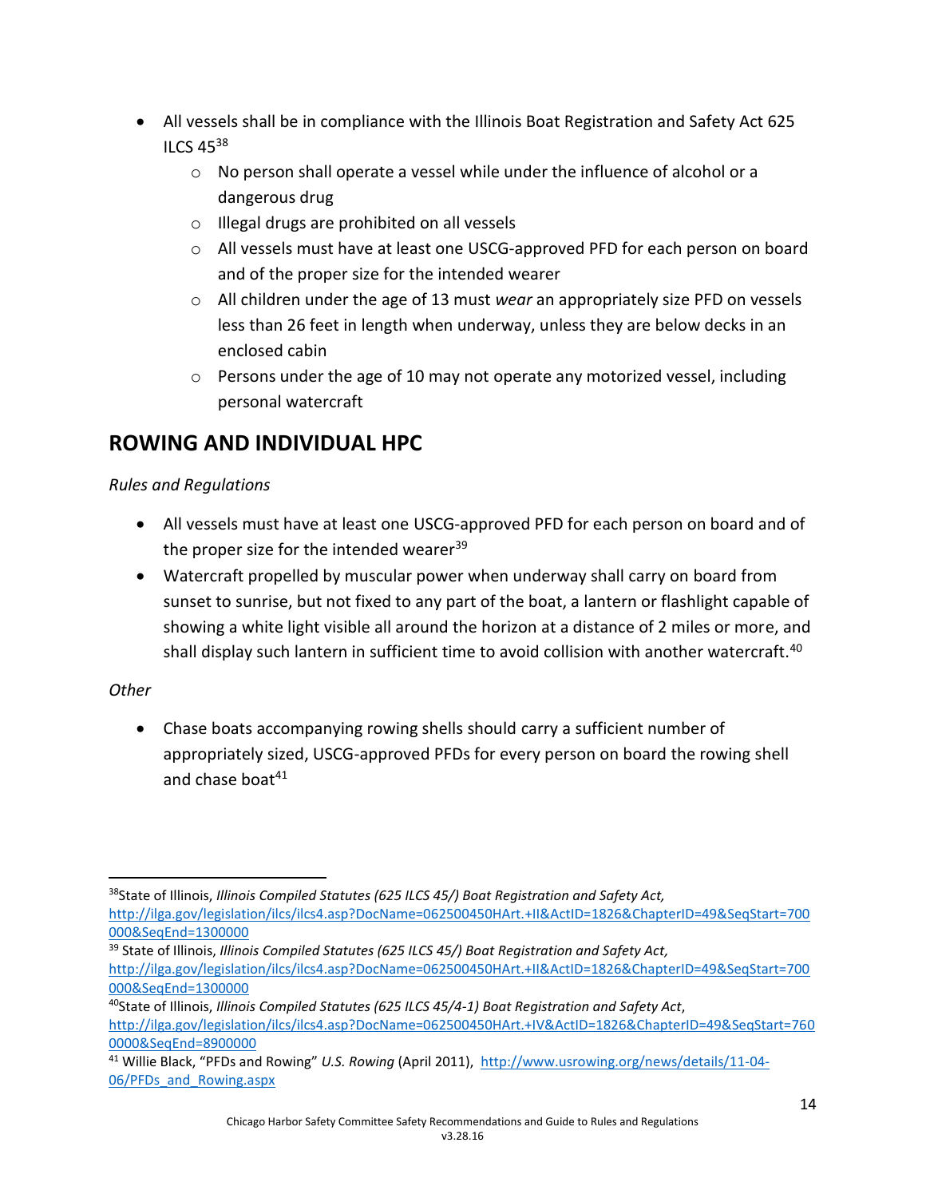- All vessels shall be in compliance with the Illinois Boat Registration and Safety Act 625 ILCS 45[38]
    - No person shall operate a vessel while under the influence of alcohol or a dangerous drug
    - Illegal drugs are prohibited on all vessels
    - All vessels must have at least one USCG-approved PFD for each person on board and of the proper size for the intended wearer
    - All children under the age of 13 must *wear* an appropriately size PFD on vessels less than 26 feet in length when underway, unless they are below decks in an enclosed cabin
    - Persons under the age of 10 may not operate any motorized vessel, including personal watercraft

## ROWING AND INDIVIDUAL HPC

*Rules and Regulations*

- All vessels must have at least one USCG-approved PFD for each person on board and of the proper size for the intended wearer[39]
- Watercraft propelled by muscular power when underway shall carry on board from sunset to sunrise, but not fixed to any part of the boat, a lantern or flashlight capable of showing a white light visible all around the horizon at a distance of 2 miles or more, and shall display such lantern in sufficient time to avoid collision with another watercraft.[40]

*Other*

- Chase boats accompanying rowing shells should carry a sufficient number of appropriately sized, USCG-approved PFDs for every person on board the rowing shell and chase boat[41]

---

[38] State of Illinois, *Illinois Compiled Statutes (625 ILCS 45/) Boat Registration and Safety Act,* http://ilga.gov/legislation/ilcs/ilcs4.asp?DocName=062500450HArt.+II&ActID=1826&ChapterID=49&SeqStart=700000&SeqEnd=1300000

[39] State of Illinois, *Illinois Compiled Statutes (625 ILCS 45/) Boat Registration and Safety Act,* http://ilga.gov/legislation/ilcs/ilcs4.asp?DocName=062500450HArt.+II&ActID=1826&ChapterID=49&SeqStart=700000&SeqEnd=1300000

[40] State of Illinois, *Illinois Compiled Statutes (625 ILCS 45/4-1) Boat Registration and Safety Act*, http://ilga.gov/legislation/ilcs/ilcs4.asp?DocName=062500450HArt.+IV&ActID=1826&ChapterID=49&SeqStart=7600000&SeqEnd=8900000

[41] Willie Black, "PFDs and Rowing" *U.S. Rowing* (April 2011), http://www.usrowing.org/news/details/11-04-06/PFDs_and_Rowing.aspx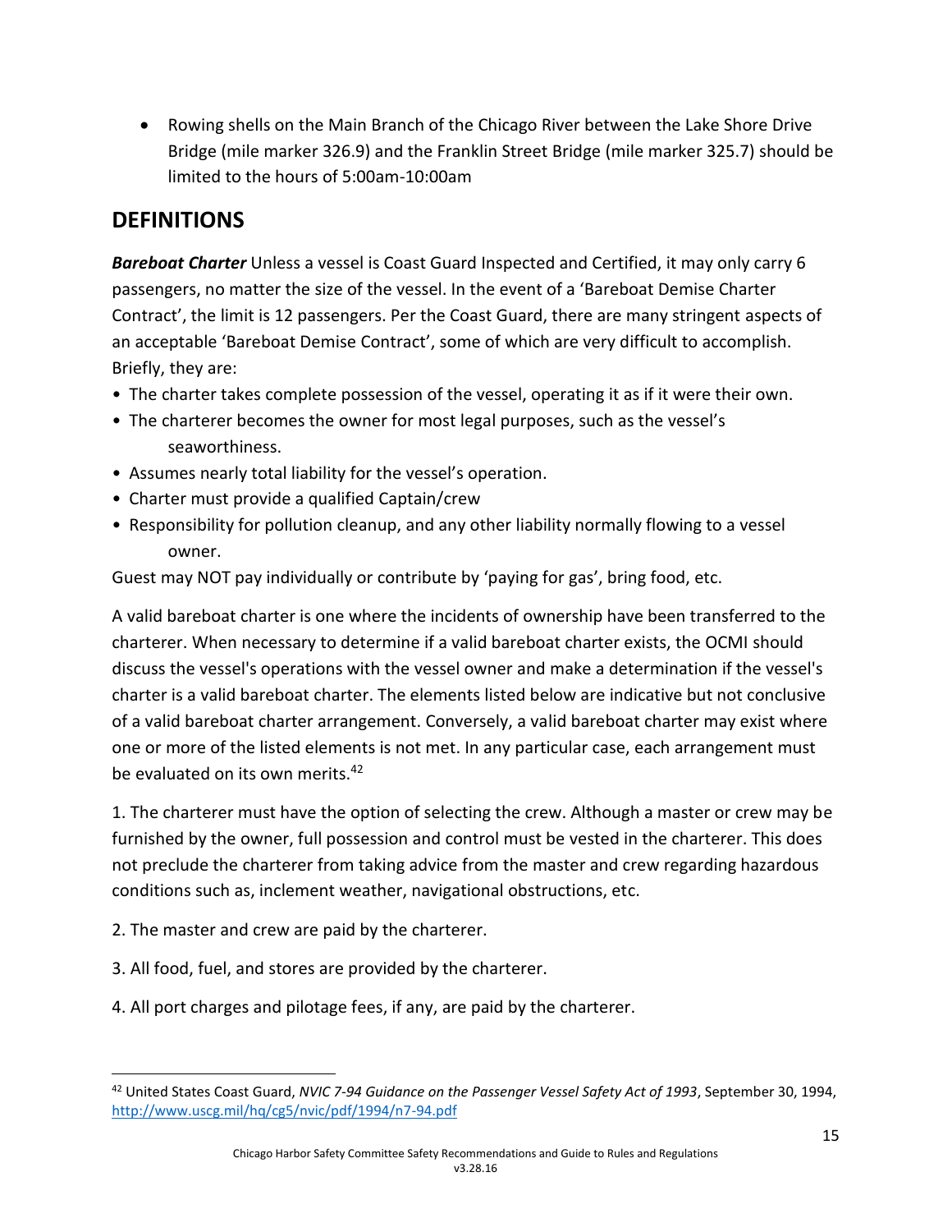- Rowing shells on the Main Branch of the Chicago River between the Lake Shore Drive Bridge (mile marker 326.9) and the Franklin Street Bridge (mile marker 325.7) should be limited to the hours of 5:00am-10:00am

## DEFINITIONS

***Bareboat Charter*** Unless a vessel is Coast Guard Inspected and Certified, it may only carry 6 passengers, no matter the size of the vessel. In the event of a 'Bareboat Demise Charter Contract', the limit is 12 passengers. Per the Coast Guard, there are many stringent aspects of an acceptable 'Bareboat Demise Contract', some of which are very difficult to accomplish. Briefly, they are:

- The charter takes complete possession of the vessel, operating it as if it were their own.
- The charterer becomes the owner for most legal purposes, such as the vessel's seaworthiness.
- Assumes nearly total liability for the vessel's operation.
- Charter must provide a qualified Captain/crew
- Responsibility for pollution cleanup, and any other liability normally flowing to a vessel owner.

Guest may NOT pay individually or contribute by 'paying for gas', bring food, etc.

A valid bareboat charter is one where the incidents of ownership have been transferred to the charterer. When necessary to determine if a valid bareboat charter exists, the OCMI should discuss the vessel's operations with the vessel owner and make a determination if the vessel's charter is a valid bareboat charter. The elements listed below are indicative but not conclusive of a valid bareboat charter arrangement. Conversely, a valid bareboat charter may exist where one or more of the listed elements is not met. In any particular case, each arrangement must be evaluated on its own merits.[42]

1. The charterer must have the option of selecting the crew. Although a master or crew may be furnished by the owner, full possession and control must be vested in the charterer. This does not preclude the charterer from taking advice from the master and crew regarding hazardous conditions such as, inclement weather, navigational obstructions, etc.

2. The master and crew are paid by the charterer.

3. All food, fuel, and stores are provided by the charterer.

4. All port charges and pilotage fees, if any, are paid by the charterer.

---

[42] United States Coast Guard, *NVIC 7-94 Guidance on the Passenger Vessel Safety Act of 1993*, September 30, 1994, http://www.uscg.mil/hq/cg5/nvic/pdf/1994/n7-94.pdf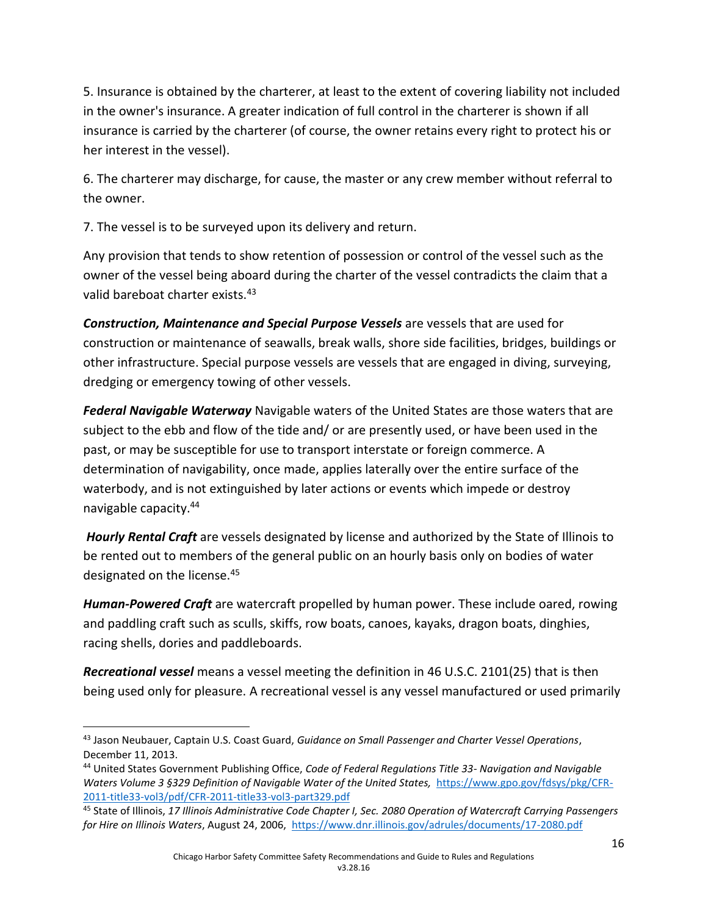5. Insurance is obtained by the charterer, at least to the extent of covering liability not included in the owner's insurance. A greater indication of full control in the charterer is shown if all insurance is carried by the charterer (of course, the owner retains every right to protect his or her interest in the vessel).

6. The charterer may discharge, for cause, the master or any crew member without referral to the owner.

7. The vessel is to be surveyed upon its delivery and return.

Any provision that tends to show retention of possession or control of the vessel such as the owner of the vessel being aboard during the charter of the vessel contradicts the claim that a valid bareboat charter exists.[43]

***Construction, Maintenance and Special Purpose Vessels*** are vessels that are used for construction or maintenance of seawalls, break walls, shore side facilities, bridges, buildings or other infrastructure. Special purpose vessels are vessels that are engaged in diving, surveying, dredging or emergency towing of other vessels.

***Federal Navigable Waterway*** Navigable waters of the United States are those waters that are subject to the ebb and flow of the tide and/ or are presently used, or have been used in the past, or may be susceptible for use to transport interstate or foreign commerce. A determination of navigability, once made, applies laterally over the entire surface of the waterbody, and is not extinguished by later actions or events which impede or destroy navigable capacity.[44]

***Hourly Rental Craft*** are vessels designated by license and authorized by the State of Illinois to be rented out to members of the general public on an hourly basis only on bodies of water designated on the license.[45]

***Human-Powered Craft*** are watercraft propelled by human power. These include oared, rowing and paddling craft such as sculls, skiffs, row boats, canoes, kayaks, dragon boats, dinghies, racing shells, dories and paddleboards.

***Recreational vessel*** means a vessel meeting the definition in 46 U.S.C. 2101(25) that is then being used only for pleasure. A recreational vessel is any vessel manufactured or used primarily

---

[43] Jason Neubauer, Captain U.S. Coast Guard, *Guidance on Small Passenger and Charter Vessel Operations*, December 11, 2013.

[44] United States Government Publishing Office, *Code of Federal Regulations Title 33- Navigation and Navigable Waters Volume 3 §329 Definition of Navigable Water of the United States,* https://www.gpo.gov/fdsys/pkg/CFR-2011-title33-vol3/pdf/CFR-2011-title33-vol3-part329.pdf

[45] State of Illinois, *17 Illinois Administrative Code Chapter I, Sec. 2080 Operation of Watercraft Carrying Passengers for Hire on Illinois Waters*, August 24, 2006, https://www.dnr.illinois.gov/adrules/documents/17-2080.pdf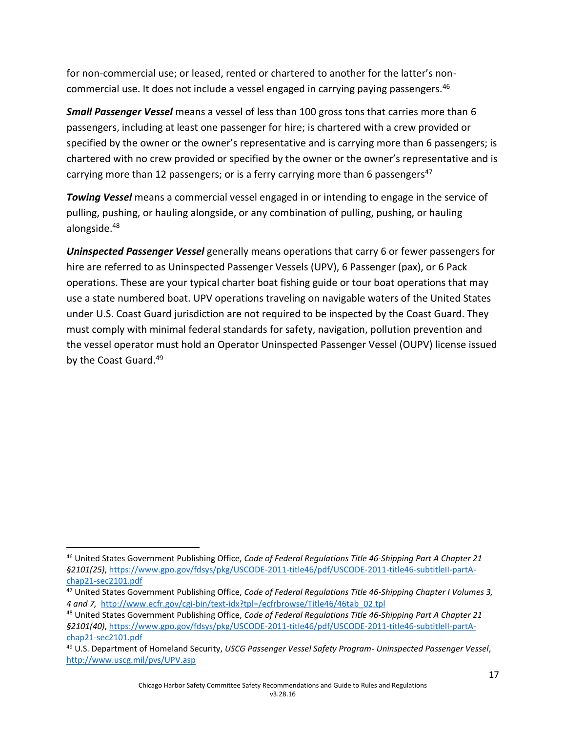for non-commercial use; or leased, rented or chartered to another for the latter's non-commercial use. It does not include a vessel engaged in carrying paying passengers.[46]

***Small Passenger Vessel*** means a vessel of less than 100 gross tons that carries more than 6 passengers, including at least one passenger for hire; is chartered with a crew provided or specified by the owner or the owner's representative and is carrying more than 6 passengers; is chartered with no crew provided or specified by the owner or the owner's representative and is carrying more than 12 passengers; or is a ferry carrying more than 6 passengers[47]

***Towing Vessel*** means a commercial vessel engaged in or intending to engage in the service of pulling, pushing, or hauling alongside, or any combination of pulling, pushing, or hauling alongside.[48]

***Uninspected Passenger Vessel*** generally means operations that carry 6 or fewer passengers for hire are referred to as Uninspected Passenger Vessels (UPV), 6 Passenger (pax), or 6 Pack operations. These are your typical charter boat fishing guide or tour boat operations that may use a state numbered boat. UPV operations traveling on navigable waters of the United States under U.S. Coast Guard jurisdiction are not required to be inspected by the Coast Guard. They must comply with minimal federal standards for safety, navigation, pollution prevention and the vessel operator must hold an Operator Uninspected Passenger Vessel (OUPV) license issued by the Coast Guard.[49]

---

[46] United States Government Publishing Office, *Code of Federal Regulations Title 46-Shipping Part A Chapter 21 §2101(25)*, https://www.gpo.gov/fdsys/pkg/USCODE-2011-title46/pdf/USCODE-2011-title46-subtitleII-partA-chap21-sec2101.pdf

[47] United States Government Publishing Office, *Code of Federal Regulations Title 46-Shipping Chapter I Volumes 3, 4 and 7,* http://www.ecfr.gov/cgi-bin/text-idx?tpl=/ecfrbrowse/Title46/46tab_02.tpl

[48] United States Government Publishing Office, *Code of Federal Regulations Title 46-Shipping Part A Chapter 21 §2101(40)*, https://www.gpo.gov/fdsys/pkg/USCODE-2011-title46/pdf/USCODE-2011-title46-subtitleII-partA-chap21-sec2101.pdf

[49] U.S. Department of Homeland Security, *USCG Passenger Vessel Safety Program- Uninspected Passenger Vessel*, http://www.uscg.mil/pvs/UPV.asp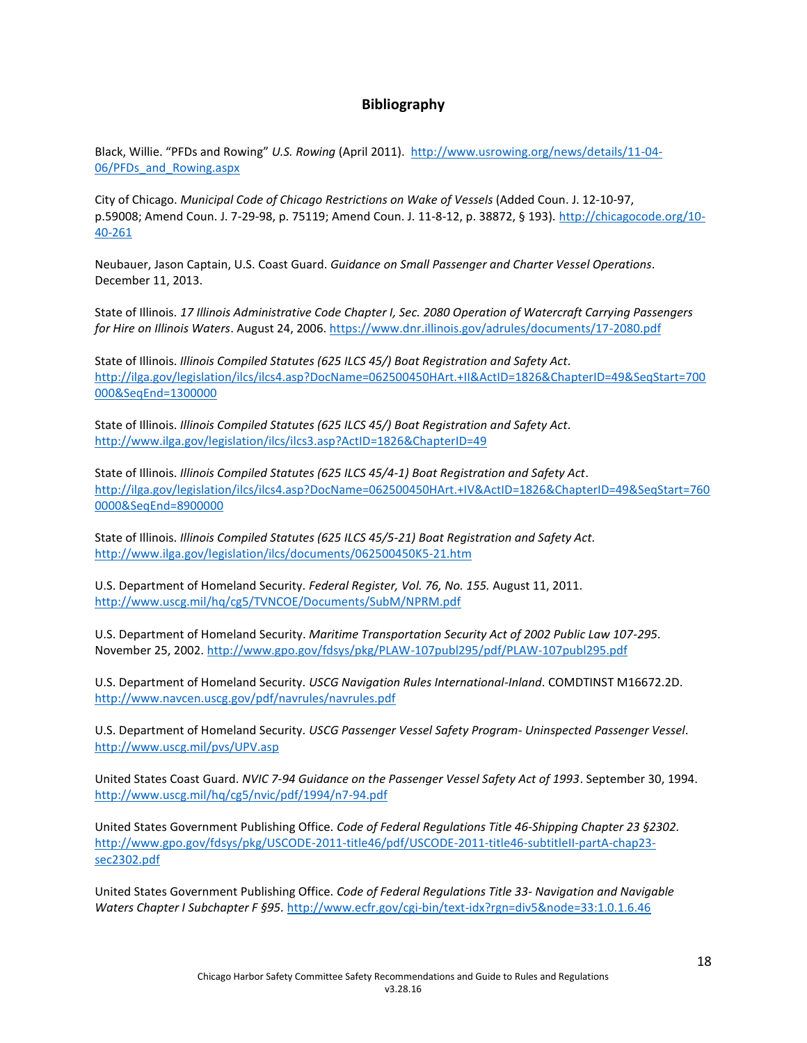## Bibliography

Black, Willie. "PFDs and Rowing" *U.S. Rowing* (April 2011). http://www.usrowing.org/news/details/11-04-06/PFDs_and_Rowing.aspx

City of Chicago. *Municipal Code of Chicago Restrictions on Wake of Vessels* (Added Coun. J. 12-10-97, p.59008; Amend Coun. J. 7-29-98, p. 75119; Amend Coun. J. 11-8-12, p. 38872, § 193). http://chicagocode.org/10-40-261

Neubauer, Jason Captain, U.S. Coast Guard. *Guidance on Small Passenger and Charter Vessel Operations*. December 11, 2013.

State of Illinois. *17 Illinois Administrative Code Chapter I, Sec. 2080 Operation of Watercraft Carrying Passengers for Hire on Illinois Waters*. August 24, 2006. https://www.dnr.illinois.gov/adrules/documents/17-2080.pdf

State of Illinois. *Illinois Compiled Statutes (625 ILCS 45/) Boat Registration and Safety Act*. http://ilga.gov/legislation/ilcs/ilcs4.asp?DocName=062500450HArt.+II&ActID=1826&ChapterID=49&SeqStart=700000&SeqEnd=1300000

State of Illinois. *Illinois Compiled Statutes (625 ILCS 45/) Boat Registration and Safety Act.* http://www.ilga.gov/legislation/ilcs/ilcs3.asp?ActID=1826&ChapterID=49

State of Illinois. *Illinois Compiled Statutes (625 ILCS 45/4-1) Boat Registration and Safety Act*. http://ilga.gov/legislation/ilcs/ilcs4.asp?DocName=062500450HArt.+IV&ActID=1826&ChapterID=49&SeqStart=7600000&SeqEnd=8900000

State of Illinois. *Illinois Compiled Statutes (625 ILCS 45/5-21) Boat Registration and Safety Act.* http://www.ilga.gov/legislation/ilcs/documents/062500450K5-21.htm

U.S. Department of Homeland Security. *Federal Register, Vol. 76, No. 155.* August 11, 2011. http://www.uscg.mil/hq/cg5/TVNCOE/Documents/SubM/NPRM.pdf

U.S. Department of Homeland Security. *Maritime Transportation Security Act of 2002 Public Law 107-295*. November 25, 2002. http://www.gpo.gov/fdsys/pkg/PLAW-107publ295/pdf/PLAW-107publ295.pdf

U.S. Department of Homeland Security. *USCG Navigation Rules International-Inland*. COMDTINST M16672.2D. http://www.navcen.uscg.gov/pdf/navrules/navrules.pdf

U.S. Department of Homeland Security. *USCG Passenger Vessel Safety Program- Uninspected Passenger Vessel*. http://www.uscg.mil/pvs/UPV.asp

United States Coast Guard. *NVIC 7-94 Guidance on the Passenger Vessel Safety Act of 1993*. September 30, 1994. http://www.uscg.mil/hq/cg5/nvic/pdf/1994/n7-94.pdf

United States Government Publishing Office. *Code of Federal Regulations Title 46-Shipping Chapter 23 §2302*. http://www.gpo.gov/fdsys/pkg/USCODE-2011-title46/pdf/USCODE-2011-title46-subtitleII-partA-chap23-sec2302.pdf

United States Government Publishing Office. *Code of Federal Regulations Title 33- Navigation and Navigable Waters Chapter I Subchapter F §95.* http://www.ecfr.gov/cgi-bin/text-idx?rgn=div5&node=33:1.0.1.6.46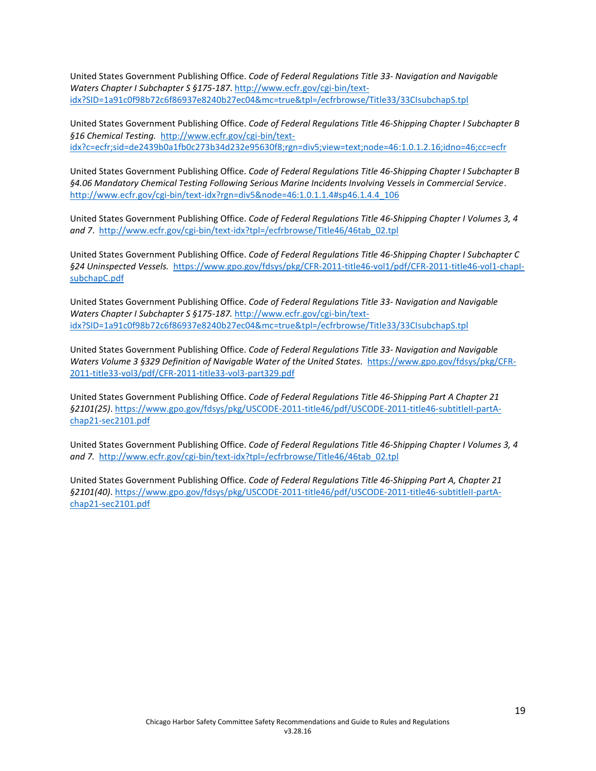United States Government Publishing Office. *Code of Federal Regulations Title 33- Navigation and Navigable Waters Chapter I Subchapter S §175-187*. http://www.ecfr.gov/cgi-bin/text-idx?SID=1a91c0f98b72c6f86937e8240b27ec04&mc=true&tpl=/ecfrbrowse/Title33/33CIsubchapS.tpl

United States Government Publishing Office. *Code of Federal Regulations Title 46-Shipping Chapter I Subchapter B §16 Chemical Testing.* http://www.ecfr.gov/cgi-bin/text-idx?c=ecfr;sid=de2439b0a1fb0c273b34d232e95630f8;rgn=div5;view=text;node=46:1.0.1.2.16;idno=46;cc=ecfr

United States Government Publishing Office. *Code of Federal Regulations Title 46-Shipping Chapter I Subchapter B §4.06 Mandatory Chemical Testing Following Serious Marine Incidents Involving Vessels in Commercial Service*. http://www.ecfr.gov/cgi-bin/text-idx?rgn=div5&node=46:1.0.1.1.4#sp46.1.4.4_106

United States Government Publishing Office. *Code of Federal Regulations Title 46-Shipping Chapter I Volumes 3, 4 and 7*. http://www.ecfr.gov/cgi-bin/text-idx?tpl=/ecfrbrowse/Title46/46tab_02.tpl

United States Government Publishing Office. *Code of Federal Regulations Title 46-Shipping Chapter I Subchapter C §24 Uninspected Vessels.* https://www.gpo.gov/fdsys/pkg/CFR-2011-title46-vol1/pdf/CFR-2011-title46-vol1-chapI-subchapC.pdf

United States Government Publishing Office. *Code of Federal Regulations Title 33- Navigation and Navigable Waters Chapter I Subchapter S §175-187*. http://www.ecfr.gov/cgi-bin/text-idx?SID=1a91c0f98b72c6f86937e8240b27ec04&mc=true&tpl=/ecfrbrowse/Title33/33CIsubchapS.tpl

United States Government Publishing Office. *Code of Federal Regulations Title 33- Navigation and Navigable Waters Volume 3 §329 Definition of Navigable Water of the United States*. https://www.gpo.gov/fdsys/pkg/CFR-2011-title33-vol3/pdf/CFR-2011-title33-vol3-part329.pdf

United States Government Publishing Office. *Code of Federal Regulations Title 46-Shipping Part A Chapter 21 §2101(25)*. https://www.gpo.gov/fdsys/pkg/USCODE-2011-title46/pdf/USCODE-2011-title46-subtitleII-partA-chap21-sec2101.pdf

United States Government Publishing Office. *Code of Federal Regulations Title 46-Shipping Chapter I Volumes 3, 4 and 7.* http://www.ecfr.gov/cgi-bin/text-idx?tpl=/ecfrbrowse/Title46/46tab_02.tpl

United States Government Publishing Office. *Code of Federal Regulations Title 46-Shipping Part A, Chapter 21 §2101(40)*. https://www.gpo.gov/fdsys/pkg/USCODE-2011-title46/pdf/USCODE-2011-title46-subtitleII-partA-chap21-sec2101.pdf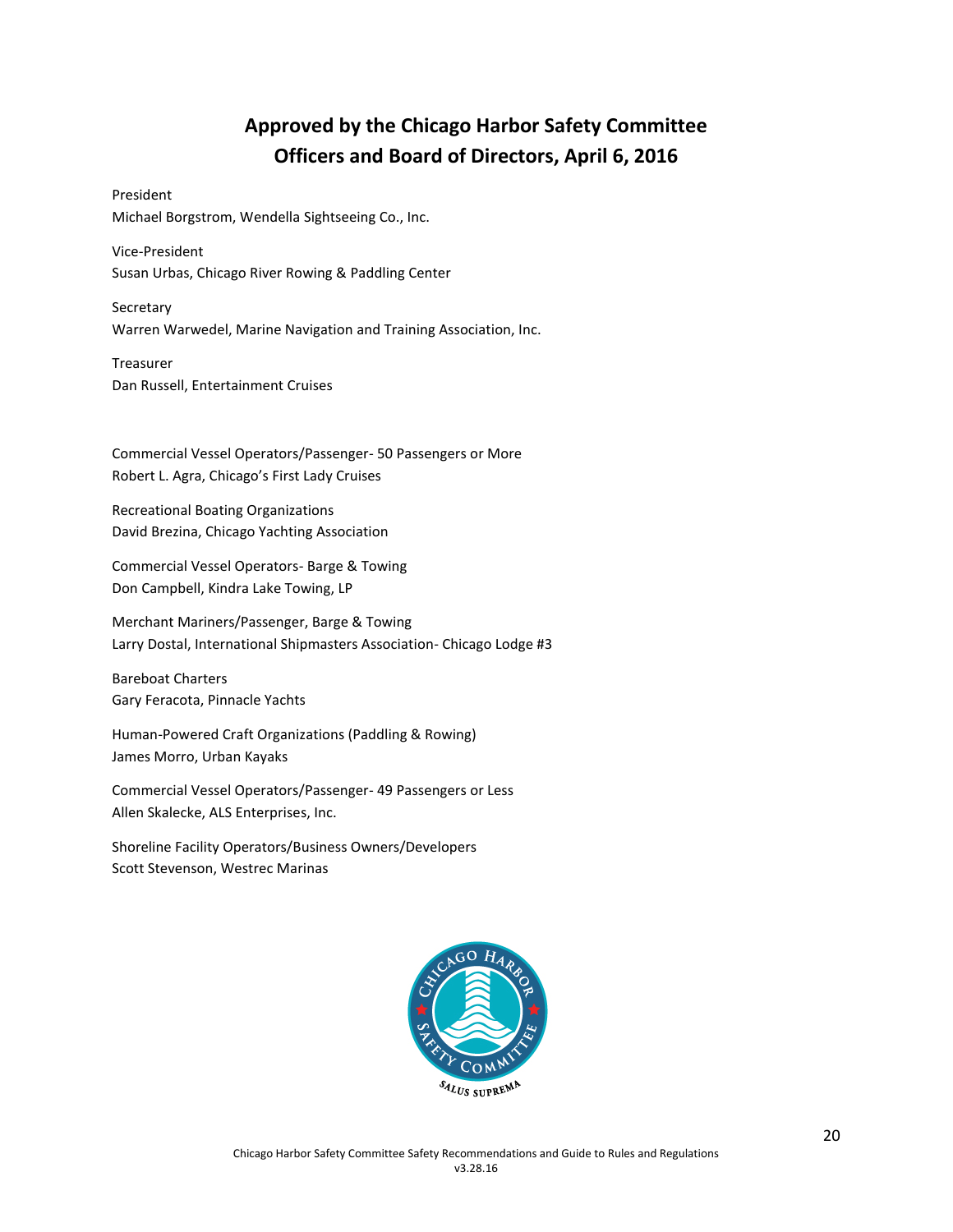## Approved by the Chicago Harbor Safety Committee Officers and Board of Directors, April 6, 2016

President
Michael Borgstrom, Wendella Sightseeing Co., Inc.

Vice-President
Susan Urbas, Chicago River Rowing & Paddling Center

Secretary
Warren Warwedel, Marine Navigation and Training Association, Inc.

Treasurer
Dan Russell, Entertainment Cruises

Commercial Vessel Operators/Passenger- 50 Passengers or More
Robert L. Agra, Chicago's First Lady Cruises

Recreational Boating Organizations
David Brezina, Chicago Yachting Association

Commercial Vessel Operators- Barge & Towing
Don Campbell, Kindra Lake Towing, LP

Merchant Mariners/Passenger, Barge & Towing
Larry Dostal, International Shipmasters Association- Chicago Lodge #3

Bareboat Charters
Gary Feracota, Pinnacle Yachts

Human-Powered Craft Organizations (Paddling & Rowing)
James Morro, Urban Kayaks

Commercial Vessel Operators/Passenger- 49 Passengers or Less
Allen Skalecke, ALS Enterprises, Inc.

Shoreline Facility Operators/Business Owners/Developers
Scott Stevenson, Westrec Marinas

Chicago Harbor Safety Committee
SALUS SUPREMA